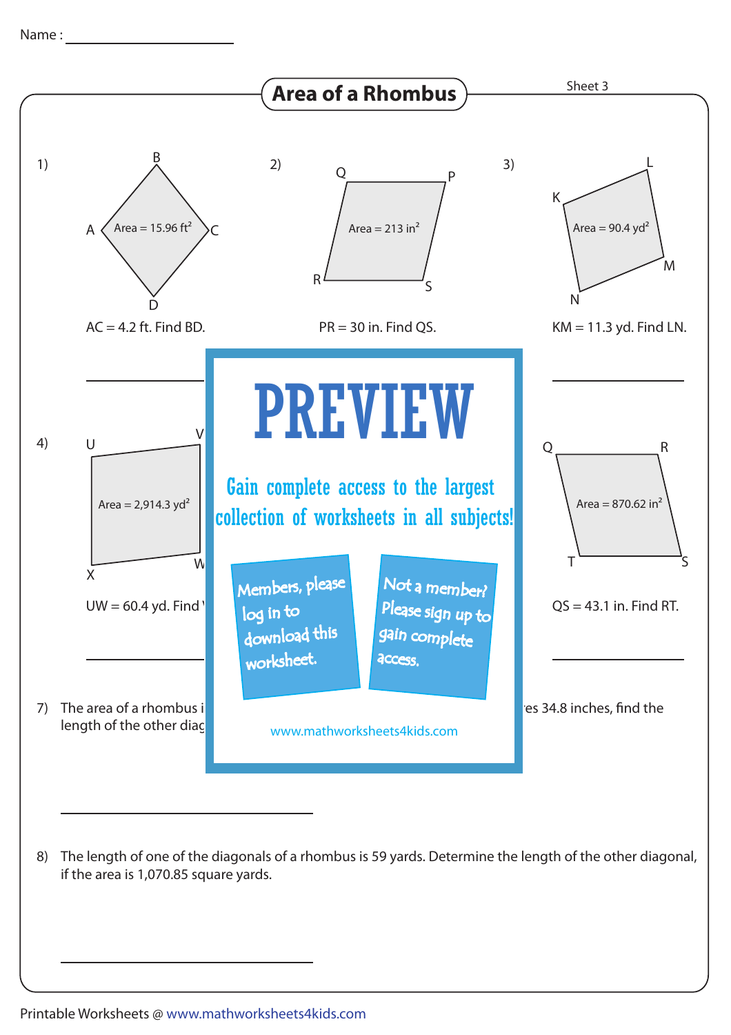Name : ____________________

# Area of a Rhombus

Sheet 3

1) Area = 15.96 $ft^2$

AC = 4.2 ft. Find BD.

____________________

2) Area = 213 $in^2$

PR = 30 in. Find QS.

____________________

3) Area = 90.4 $yd^2$

KM = 11.3 yd. Find LN.

____________________

4) Area = 2,914.3 $yd^2$

UW = 60.4 yd. Find V

____________________

Area = 870.62 $in^2$

QS = 43.1 in. Find RT.

____________________

**PREVIEW**

Gain complete access to the largest collection of worksheets in all subjects!

Members, please log in to download this worksheet.

Not a member? Please sign up to gain complete access.

www.mathworksheets4kids.com

7) The area of a rhombus i ... es 34.8 inches, find the length of the other diag

____________________

8) The length of one of the diagonals of a rhombus is 59 yards. Determine the length of the other diagonal, if the area is 1,070.85 square yards.

____________________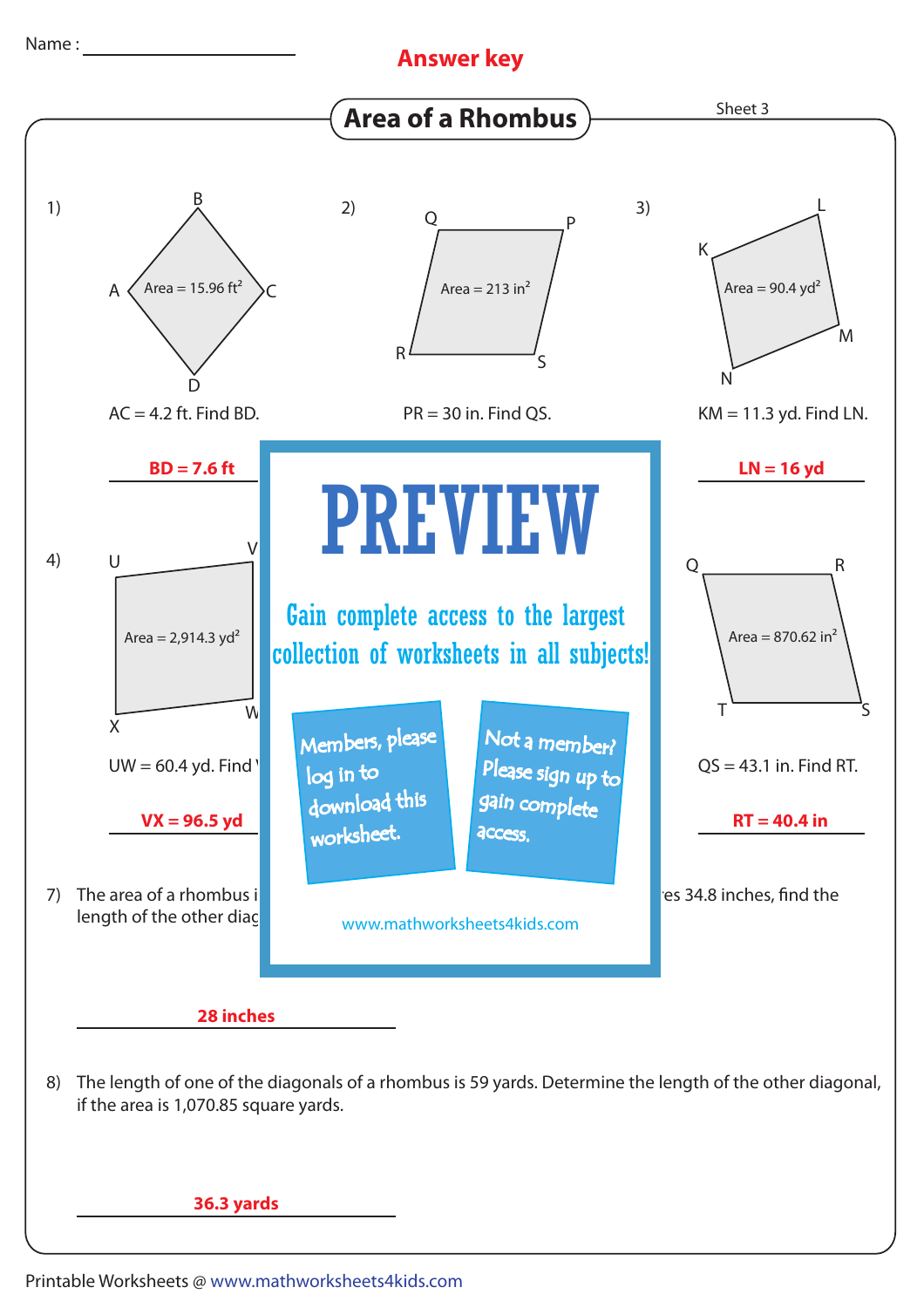Name : ____________________

**Answer key**

# Area of a Rhombus

Sheet 3

1) B, A, C, D — Area = 15.96 $ft^2$

AC = 4.2 ft. Find BD.

**BD = 7.6 ft**

2) Q, P, R, S — Area = 213 $in^2$

PR = 30 in. Find QS.

3) L, K, M, N — Area = 90.4 $yd^2$

KM = 11.3 yd. Find LN.

**LN = 16 yd**

4) U, V, X, W — Area = 2,914.3 $yd^2$

UW = 60.4 yd. Find '

**VX = 96.5 yd**

Q, R, T, S — Area = 870.62 $in^2$

QS = 43.1 in. Find RT.

**RT = 40.4 in**

PREVIEW

Gain complete access to the largest collection of worksheets in all subjects!

Members, please log in to download this worksheet.

Not a member? Please sign up to gain complete access.

www.mathworksheets4kids.com

7) The area of a rhombus i ... es 34.8 inches, find the length of the other diag

**28 inches**

8) The length of one of the diagonals of a rhombus is 59 yards. Determine the length of the other diagonal, if the area is 1,070.85 square yards.

**36.3 yards**

Printable Worksheets @ www.mathworksheets4kids.com